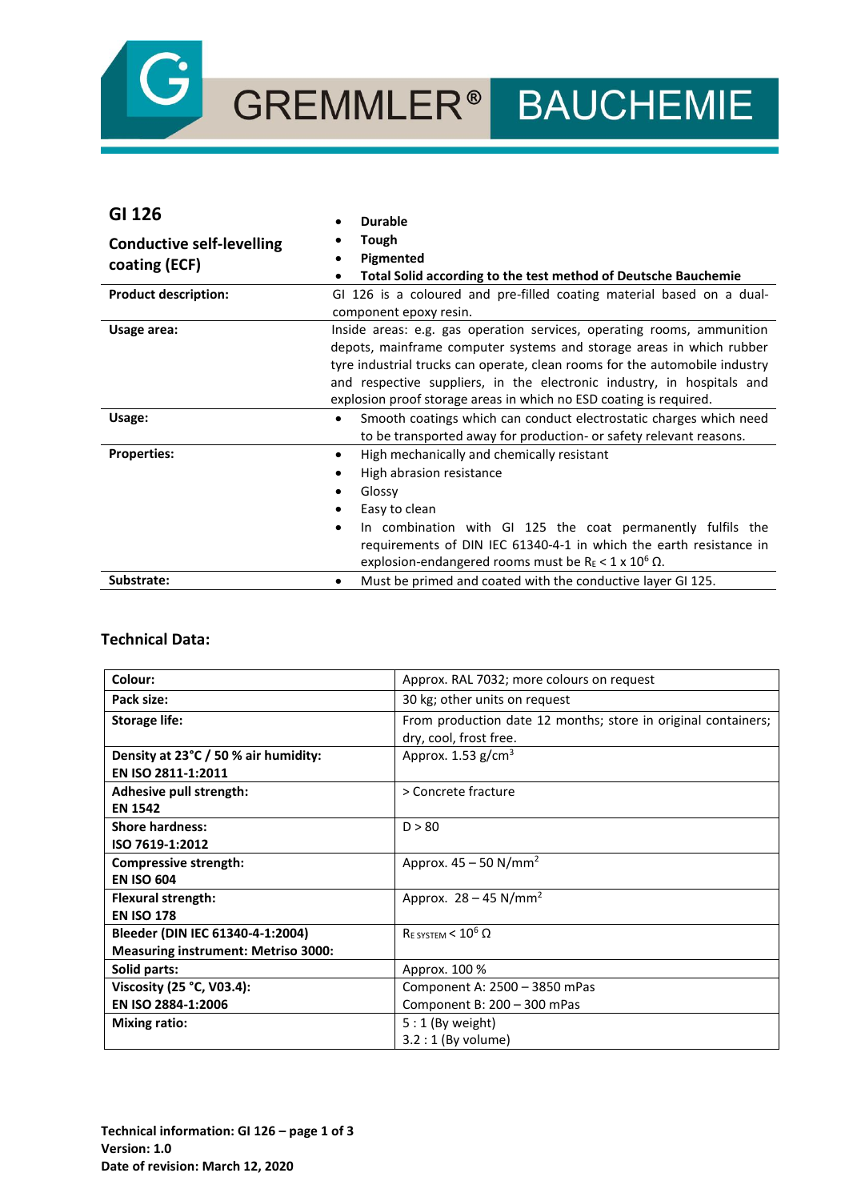GREMMLER® BAUCHEMIE

| GI 126<br><br>**Conductive self-levelling coating (ECF)** | • **Durable**<br>• **Tough**<br>• **Pigmented**<br>• **Total Solid according to the test method of Deutsche Bauchemie** |
|---|---|
| **Product description:** | GI 126 is a coloured and pre-filled coating material based on a dual-component epoxy resin. |
| **Usage area:** | Inside areas: e.g. gas operation services, operating rooms, ammunition depots, mainframe computer systems and storage areas in which rubber tyre industrial trucks can operate, clean rooms for the automobile industry and respective suppliers, in the electronic industry, in hospitals and explosion proof storage areas in which no ESD coating is required. |
| **Usage:** | • Smooth coatings which can conduct electrostatic charges which need to be transported away for production- or safety relevant reasons. |
| **Properties:** | • High mechanically and chemically resistant<br>• High abrasion resistance<br>• Glossy<br>• Easy to clean<br>• In combination with GI 125 the coat permanently fulfils the requirements of DIN IEC 61340-4-1 in which the earth resistance in explosion-endangered rooms must be $R_E < 1 \times 10^6\ \Omega$. |
| **Substrate:** | • Must be primed and coated with the conductive layer GI 125. |

## Technical Data:

| | |
|---|---|
| **Colour:** | Approx. RAL 7032; more colours on request |
| **Pack size:** | 30 kg; other units on request |
| **Storage life:** | From production date 12 months; store in original containers; dry, cool, frost free. |
| **Density at 23°C / 50 % air humidity:**<br>**EN ISO 2811-1:2011** | Approx. 1.53 g/cm³ |
| **Adhesive pull strength:**<br>**EN 1542** | > Concrete fracture |
| **Shore hardness:**<br>**ISO 7619-1:2012** | D > 80 |
| **Compressive strength:**<br>**EN ISO 604** | Approx. 45 – 50 N/mm² |
| **Flexural strength:**<br>**EN ISO 178** | Approx. 28 – 45 N/mm² |
| **Bleeder (DIN IEC 61340-4-1:2004)**<br>**Measuring instrument: Metriso 3000:** | $R_{E\ SYSTEM} < 10^6\ \Omega$ |
| **Solid parts:** | Approx. 100 % |
| **Viscosity (25 °C, V03.4):**<br>**EN ISO 2884-1:2006** | Component A: 2500 – 3850 mPas<br>Component B: 200 – 300 mPas |
| **Mixing ratio:** | 5 : 1 (By weight)<br>3.2 : 1 (By volume) |

**Technical information: GI 126 – page 1 of 3**
**Version: 1.0**
**Date of revision: March 12, 2020**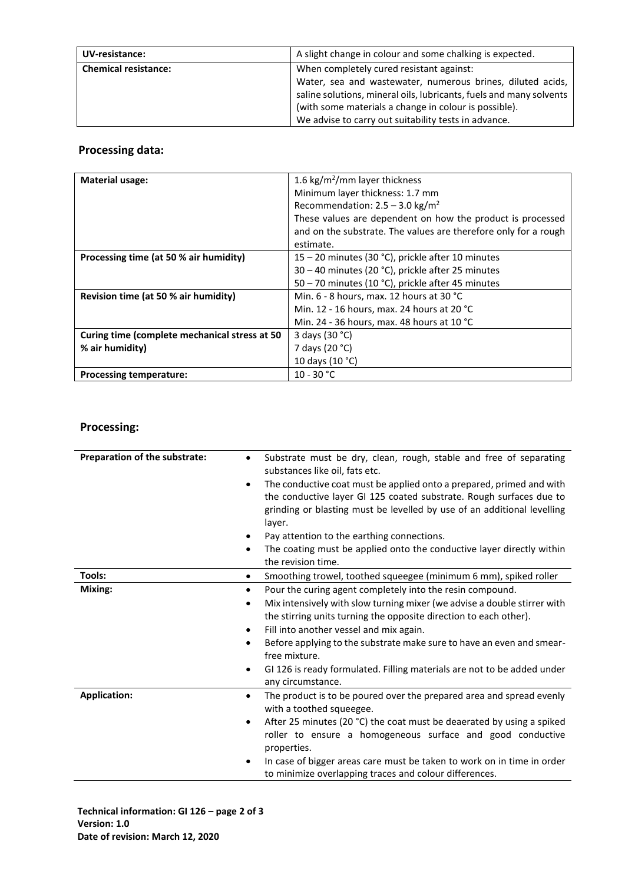| UV-resistance: | A slight change in colour and some chalking is expected. |
|---|---|
| **Chemical resistance:** | When completely cured resistant against:<br>Water, sea and wastewater, numerous brines, diluted acids, saline solutions, mineral oils, lubricants, fuels and many solvents (with some materials a change in colour is possible).<br>We advise to carry out suitability tests in advance. |

## Processing data:

| Material usage: | 1.6 kg/m²/mm layer thickness<br>Minimum layer thickness: 1.7 mm<br>Recommendation: 2.5 – 3.0 kg/m²<br>These values are dependent on how the product is processed and on the substrate. The values are therefore only for a rough estimate. |
|---|---|
| **Processing time (at 50 % air humidity)** | 15 – 20 minutes (30 °C), prickle after 10 minutes<br>30 – 40 minutes (20 °C), prickle after 25 minutes<br>50 – 70 minutes (10 °C), prickle after 45 minutes |
| **Revision time (at 50 % air humidity)** | Min. 6 - 8 hours, max. 12 hours at 30 °C<br>Min. 12 - 16 hours, max. 24 hours at 20 °C<br>Min. 24 - 36 hours, max. 48 hours at 10 °C |
| **Curing time (complete mechanical stress at 50 % air humidity)** | 3 days (30 °C)<br>7 days (20 °C)<br>10 days (10 °C) |
| **Processing temperature:** | 10 - 30 °C |

## Processing:

| Preparation of the substrate: | • Substrate must be dry, clean, rough, stable and free of separating substances like oil, fats etc.<br>• The conductive coat must be applied onto a prepared, primed and with the conductive layer GI 125 coated substrate. Rough surfaces due to grinding or blasting must be levelled by use of an additional levelling layer.<br>• Pay attention to the earthing connections.<br>• The coating must be applied onto the conductive layer directly within the revision time. |
|---|---|
| **Tools:** | • Smoothing trowel, toothed squeegee (minimum 6 mm), spiked roller |
| **Mixing:** | • Pour the curing agent completely into the resin compound.<br>• Mix intensively with slow turning mixer (we advise a double stirrer with the stirring units turning the opposite direction to each other).<br>• Fill into another vessel and mix again.<br>• Before applying to the substrate make sure to have an even and smear-free mixture.<br>• GI 126 is ready formulated. Filling materials are not to be added under any circumstance. |
| **Application:** | • The product is to be poured over the prepared area and spread evenly with a toothed squeegee.<br>• After 25 minutes (20 °C) the coat must be deaerated by using a spiked roller to ensure a homogeneous surface and good conductive properties.<br>• In case of bigger areas care must be taken to work on in time in order to minimize overlapping traces and colour differences. |

**Technical information: GI 126 – page 2 of 3**
**Version: 1.0**
**Date of revision: March 12, 2020**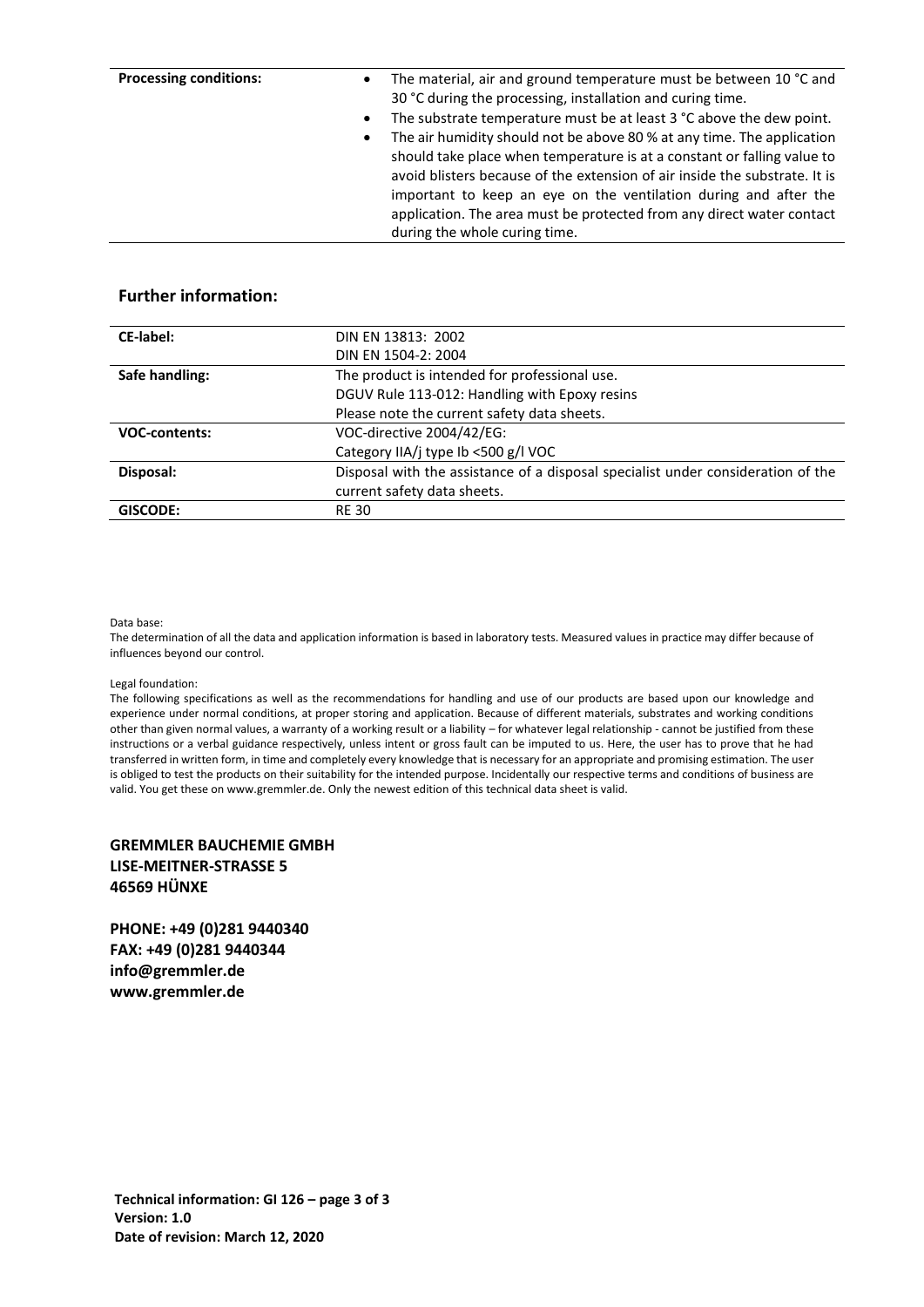| | |
|---|---|
| **Processing conditions:** | • The material, air and ground temperature must be between 10 °C and 30 °C during the processing, installation and curing time.<br>• The substrate temperature must be at least 3 °C above the dew point.<br>• The air humidity should not be above 80 % at any time. The application should take place when temperature is at a constant or falling value to avoid blisters because of the extension of air inside the substrate. It is important to keep an eye on the ventilation during and after the application. The area must be protected from any direct water contact during the whole curing time. |

## Further information:

| | |
|---|---|
| **CE-label:** | DIN EN 13813: 2002<br>DIN EN 1504-2: 2004 |
| **Safe handling:** | The product is intended for professional use.<br>DGUV Rule 113-012: Handling with Epoxy resins<br>Please note the current safety data sheets. |
| **VOC-contents:** | VOC-directive 2004/42/EG:<br>Category IIA/j type Ib <500 g/l VOC |
| **Disposal:** | Disposal with the assistance of a disposal specialist under consideration of the current safety data sheets. |
| **GISCODE:** | RE 30 |

Data base:
The determination of all the data and application information is based in laboratory tests. Measured values in practice may differ because of influences beyond our control.

Legal foundation:
The following specifications as well as the recommendations for handling and use of our products are based upon our knowledge and experience under normal conditions, at proper storing and application. Because of different materials, substrates and working conditions other than given normal values, a warranty of a working result or a liability – for whatever legal relationship - cannot be justified from these instructions or a verbal guidance respectively, unless intent or gross fault can be imputed to us. Here, the user has to prove that he had transferred in written form, in time and completely every knowledge that is necessary for an appropriate and promising estimation. The user is obliged to test the products on their suitability for the intended purpose. Incidentally our respective terms and conditions of business are valid. You get these on www.gremmler.de. Only the newest edition of this technical data sheet is valid.

**GREMMLER BAUCHEMIE GMBH**
**LISE-MEITNER-STRASSE 5**
**46569 HÜNXE**

**PHONE: +49 (0)281 9440340**
**FAX: +49 (0)281 9440344**
**info@gremmler.de**
**www.gremmler.de**

**Technical information: GI 126 – page 3 of 3**
**Version: 1.0**
**Date of revision: March 12, 2020**